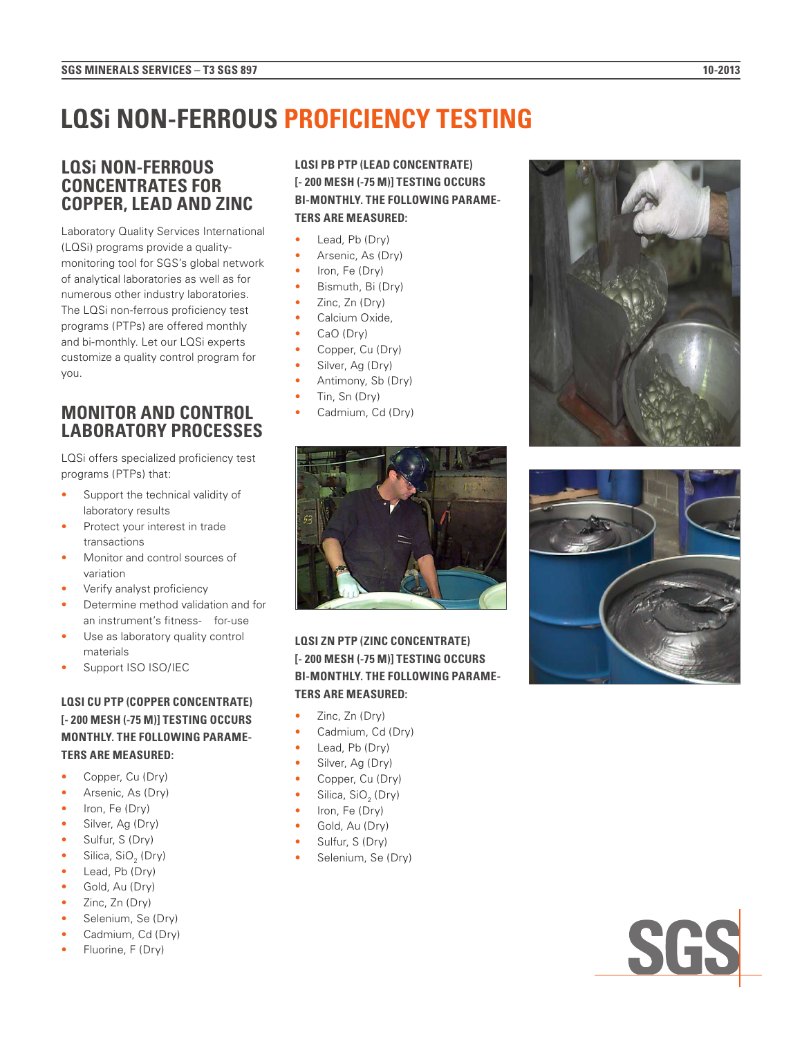# LQSi NON-FERROUS PROFICIENCY TESTING

## LQSi NON-FERROUS CONCENTRATES FOR COPPER, LEAD AND ZINC

Laboratory Quality Services International (LQSi) programs provide a quality-monitoring tool for SGS's global network of analytical laboratories as well as for numerous other industry laboratories. The LQSi non-ferrous proficiency test programs (PTPs) are offered monthly and bi-monthly. Let our LQSi experts customize a quality control program for you.

## MONITOR AND CONTROL LABORATORY PROCESSES

LQSi offers specialized proficiency test programs (PTPs) that:

- Support the technical validity of laboratory results
- Protect your interest in trade transactions
- Monitor and control sources of variation
- Verify analyst proficiency
- Determine method validation and for an instrument's fitness- for-use
- Use as laboratory quality control materials
- Support ISO ISO/IEC

**LQSI CU PTP (COPPER CONCENTRATE) [- 200 MESH (-75 M)] TESTING OCCURS MONTHLY. THE FOLLOWING PARAMETERS ARE MEASURED:**

- Copper, Cu (Dry)
- Arsenic, As (Dry)
- Iron, Fe (Dry)
- Silver, Ag (Dry)
- Sulfur, S (Dry)
- Silica, $SiO_2$ (Dry)
- Lead, Pb (Dry)
- Gold, Au (Dry)
- Zinc, Zn (Dry)
- Selenium, Se (Dry)
- Cadmium, Cd (Dry)
- Fluorine, F (Dry)

**LQSI PB PTP (LEAD CONCENTRATE) [- 200 MESH (-75 M)] TESTING OCCURS BI-MONTHLY. THE FOLLOWING PARAMETERS ARE MEASURED:**

- Lead, Pb (Dry)
- Arsenic, As (Dry)
- Iron, Fe (Dry)
- Bismuth, Bi (Dry)
- Zinc, Zn (Dry)
- Calcium Oxide,
- CaO (Dry)
- Copper, Cu (Dry)
- Silver, Ag (Dry)
- Antimony, Sb (Dry)
- Tin, Sn (Dry)
- Cadmium, Cd (Dry)

**LQSI ZN PTP (ZINC CONCENTRATE) [- 200 MESH (-75 M)] TESTING OCCURS BI-MONTHLY. THE FOLLOWING PARAMETERS ARE MEASURED:**

- Zinc, Zn (Dry)
- Cadmium, Cd (Dry)
- Lead, Pb (Dry)
- Silver, Ag (Dry)
- Copper, Cu (Dry)
- Silica, $SiO_2$ (Dry)
- Iron, Fe (Dry)
- Gold, Au (Dry)
- Sulfur, S (Dry)
- Selenium, Se (Dry)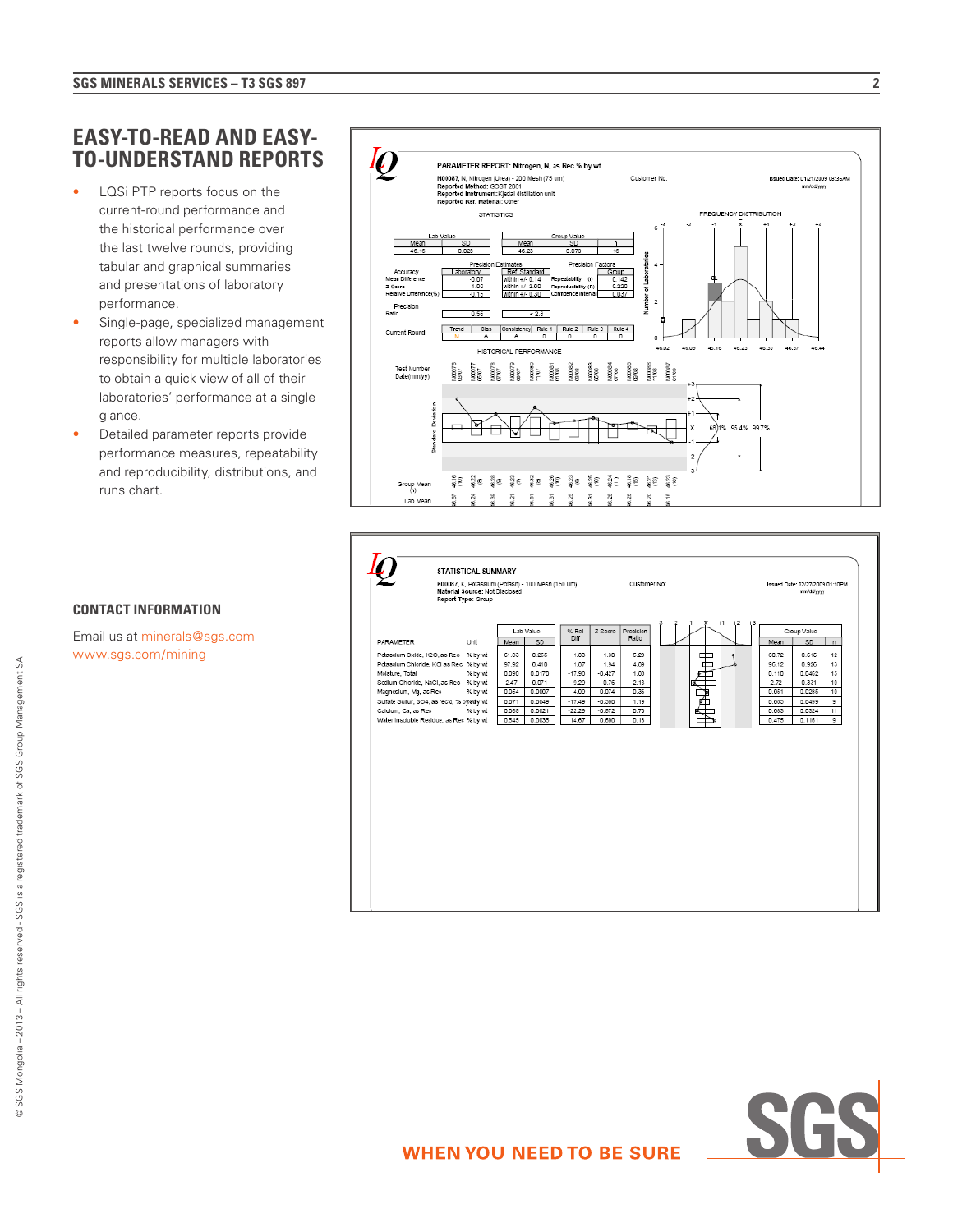## EASY-TO-READ AND EASY-TO-UNDERSTAND REPORTS

- LQSi PTP reports focus on the current-round performance and the historical performance over the last twelve rounds, providing tabular and graphical summaries and presentations of laboratory performance.
- Single-page, specialized management reports allow managers with responsibility for multiple laboratories to obtain a quick view of all of their laboratories' performance at a single glance.
- Detailed parameter reports provide performance measures, repeatability and reproducibility, distributions, and runs chart.

PARAMETER REPORT: Nitrogen, N, as Rec % by wt

N00087, N, Nitrogen (Urea) - 200 Mesh (75 um)
Reported Method: GOST 2081
Reported Instrument: Kjedal distillation unit
Reported Ref. Material: Other

Customer No:

Issued Date: 01/21/2009 09:36AM

STATISTICS

| Lab Value | | Group Value | | |
|---|---|---|---|---|
| Mean | SD | Mean | SD | n |
| 46.16 | 0.025 | 46.23 | 0.070 | 16 |

Precision Estimates

| | Laboratory | Ref. Standard |
|---|---|---|
| Accuracy Mean Difference | -0.07 | within +/- 0.14 |
| Z-Score | -1.00 | within +/- 2.00 |
| Relative Difference(%) | -0.15 | within +/- 0.30 |
| Precision Ratio | 0.56 | < 2.8 |

Precision Factors

| | Group |
|---|---|
| Repeatability (r) | 0.142 |
| Reproducibility (R) | 0.220 |
| Confidence Interval | 0.037 |

Current Round

| Trend | Bias | Consistency | Rule 1 | Rule 2 | Rule 3 | Rule 4 |
|---|---|---|---|---|---|---|
| N | A | A | 0 | 0 | 0 | 0 |

FREQUENCY DISTRIBUTION

Number of Laboratories

46.02 46.09 46.16 46.23 46.30 46.37 46.44

HISTORICAL PERFORMANCE

Test Number Date(mm/yy)

N00076 02/07, N00077 03/07, N00078 07/07, N00079 08/07, N00080 11/07, N00081 01/08, N00082 03/08, N00083 05/08, N00084 07/08, N00085 09/08, N00086 11/08, N00087 01/09

Standard Deviation

68.1% 95.4% 99.7%

Group Mean (n): 46.16 (10), 46.22 (8), 46.28 (9), 46.23 (7), 46.52 (8), 46.26 (10), 46.23 (9), 46.25 (10), 46.24 (11), 46.18 (15), 46.21 (13), 46.23 (16)

Lab Mean: 46.67, 46.24, 46.39, 46.21, 46.51, 46.31, 46.25, 46.31, 46.28, 46.28, 46.20, 46.16

STATISTICAL SUMMARY

K00087, K, Potassium (Potash) - 100 Mesh (150 um)
Material Source: Not Disclosed
Report Type: Group

Customer No:

Issued Date: 02/27/2009 01:10PM

| PARAMETER | Unit | Lab Value Mean | Lab Value SD | % Rel Diff | Z-Score | Precision Ratio | Group Value Mean | Group Value SD | n |
|---|---|---|---|---|---|---|---|---|---|
| Potassium Oxide, K2O, as Rec | % by wt | 61.83 | 0.255 | 1.83 | 1.80 | 5.23 | 60.72 | 0.616 | 12 |
| Potassium Chloride, KCl as Rec | % by wt | 97.92 | 0.410 | 1.87 | 1.94 | 4.89 | 96.12 | 0.926 | 13 |
| Moisture, Total | % by wt | 0.090 | 0.0170 | -17.98 | -0.427 | 1.88 | 0.110 | 0.0462 | 15 |
| Sodium Chloride, NaCl, as Rec | % by wt | 2.47 | 0.071 | -9.29 | -0.76 | 2.13 | 2.72 | 0.331 | 10 |
| Magnesium, Mg, as Rec | % by wt | 0.054 | 0.0007 | 4.09 | 0.074 | 0.36 | 0.051 | 0.0285 | 10 |
| Sulfate Sulfur, SO4, as Rec | % by wt | 0.071 | 0.0049 | -17.49 | -0.300 | 1.19 | 0.085 | 0.0499 | 9 |
| Calcium, Ca, as Rec | % by wt | 0.065 | 0.0021 | -22.29 | -0.572 | 0.79 | 0.083 | 0.0324 | 11 |
| Water Insoluble Residue, as Rec | % by wt | 0.545 | 0.0035 | 14.67 | 0.600 | 0.18 | 0.475 | 0.1161 | 9 |

### CONTACT INFORMATION

Email us at minerals@sgs.com
www.sgs.com/mining

© SGS Mongolia – 2013 – All rights reserved - SGS is a registered trademark of SGS Group Management SA

WHEN YOU NEED TO BE SURE